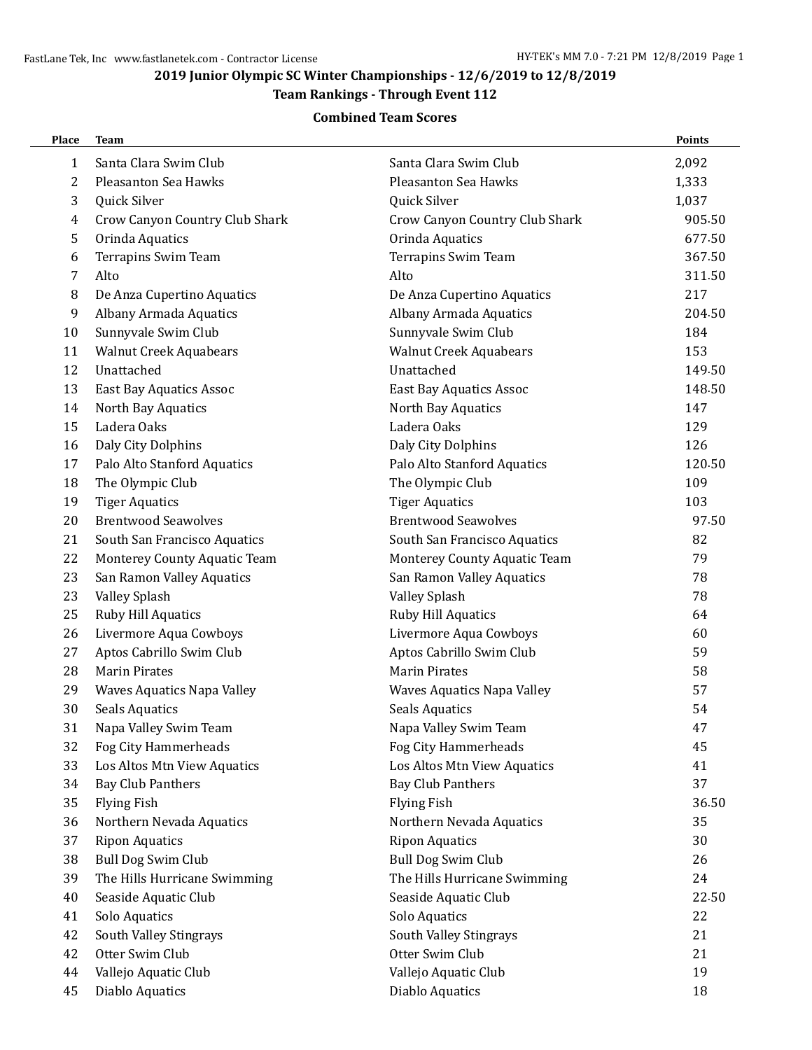## 2019 Junior Olympic SC Winter Championships - 12/6/2019 to 12/8/2019

### Team Rankings - Through Event 112

#### Combined Team Scores

| Place | Team | | Points |
|---|---|---|---|
| 1 | Santa Clara Swim Club | Santa Clara Swim Club | 2,092 |
| 2 | Pleasanton Sea Hawks | Pleasanton Sea Hawks | 1,333 |
| 3 | Quick Silver | Quick Silver | 1,037 |
| 4 | Crow Canyon Country Club Shark | Crow Canyon Country Club Shark | 905.50 |
| 5 | Orinda Aquatics | Orinda Aquatics | 677.50 |
| 6 | Terrapins Swim Team | Terrapins Swim Team | 367.50 |
| 7 | Alto | Alto | 311.50 |
| 8 | De Anza Cupertino Aquatics | De Anza Cupertino Aquatics | 217 |
| 9 | Albany Armada Aquatics | Albany Armada Aquatics | 204.50 |
| 10 | Sunnyvale Swim Club | Sunnyvale Swim Club | 184 |
| 11 | Walnut Creek Aquabears | Walnut Creek Aquabears | 153 |
| 12 | Unattached | Unattached | 149.50 |
| 13 | East Bay Aquatics Assoc | East Bay Aquatics Assoc | 148.50 |
| 14 | North Bay Aquatics | North Bay Aquatics | 147 |
| 15 | Ladera Oaks | Ladera Oaks | 129 |
| 16 | Daly City Dolphins | Daly City Dolphins | 126 |
| 17 | Palo Alto Stanford Aquatics | Palo Alto Stanford Aquatics | 120.50 |
| 18 | The Olympic Club | The Olympic Club | 109 |
| 19 | Tiger Aquatics | Tiger Aquatics | 103 |
| 20 | Brentwood Seawolves | Brentwood Seawolves | 97.50 |
| 21 | South San Francisco Aquatics | South San Francisco Aquatics | 82 |
| 22 | Monterey County Aquatic Team | Monterey County Aquatic Team | 79 |
| 23 | San Ramon Valley Aquatics | San Ramon Valley Aquatics | 78 |
| 23 | Valley Splash | Valley Splash | 78 |
| 25 | Ruby Hill Aquatics | Ruby Hill Aquatics | 64 |
| 26 | Livermore Aqua Cowboys | Livermore Aqua Cowboys | 60 |
| 27 | Aptos Cabrillo Swim Club | Aptos Cabrillo Swim Club | 59 |
| 28 | Marin Pirates | Marin Pirates | 58 |
| 29 | Waves Aquatics Napa Valley | Waves Aquatics Napa Valley | 57 |
| 30 | Seals Aquatics | Seals Aquatics | 54 |
| 31 | Napa Valley Swim Team | Napa Valley Swim Team | 47 |
| 32 | Fog City Hammerheads | Fog City Hammerheads | 45 |
| 33 | Los Altos Mtn View Aquatics | Los Altos Mtn View Aquatics | 41 |
| 34 | Bay Club Panthers | Bay Club Panthers | 37 |
| 35 | Flying Fish | Flying Fish | 36.50 |
| 36 | Northern Nevada Aquatics | Northern Nevada Aquatics | 35 |
| 37 | Ripon Aquatics | Ripon Aquatics | 30 |
| 38 | Bull Dog Swim Club | Bull Dog Swim Club | 26 |
| 39 | The Hills Hurricane Swimming | The Hills Hurricane Swimming | 24 |
| 40 | Seaside Aquatic Club | Seaside Aquatic Club | 22.50 |
| 41 | Solo Aquatics | Solo Aquatics | 22 |
| 42 | South Valley Stingrays | South Valley Stingrays | 21 |
| 42 | Otter Swim Club | Otter Swim Club | 21 |
| 44 | Vallejo Aquatic Club | Vallejo Aquatic Club | 19 |
| 45 | Diablo Aquatics | Diablo Aquatics | 18 |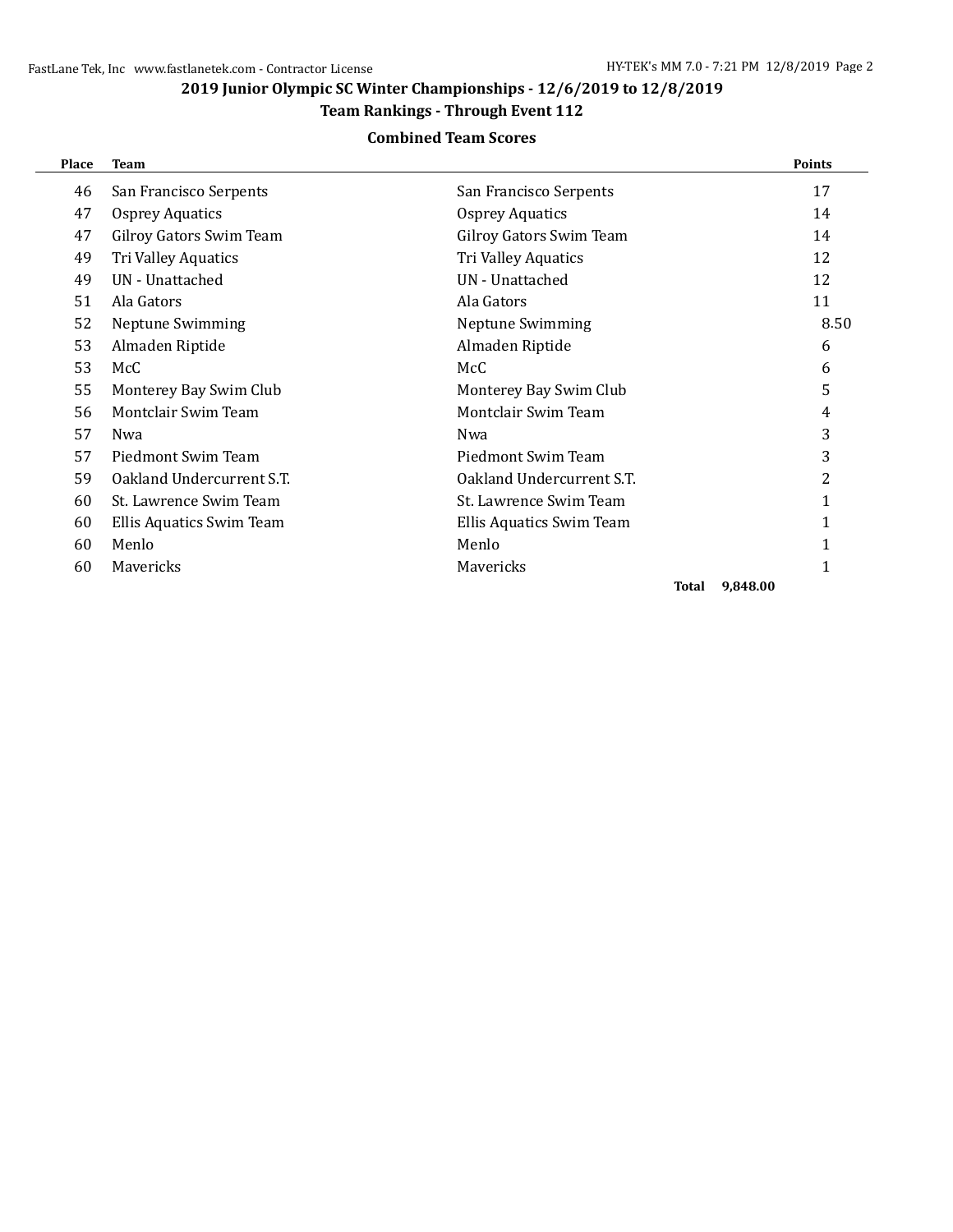## 2019 Junior Olympic SC Winter Championships - 12/6/2019 to 12/8/2019

### Team Rankings - Through Event 112

#### Combined Team Scores

| Place | Team | | Points |
|---|---|---|---|
| 46 | San Francisco Serpents | San Francisco Serpents | 17 |
| 47 | Osprey Aquatics | Osprey Aquatics | 14 |
| 47 | Gilroy Gators Swim Team | Gilroy Gators Swim Team | 14 |
| 49 | Tri Valley Aquatics | Tri Valley Aquatics | 12 |
| 49 | UN - Unattached | UN - Unattached | 12 |
| 51 | Ala Gators | Ala Gators | 11 |
| 52 | Neptune Swimming | Neptune Swimming | 8.50 |
| 53 | Almaden Riptide | Almaden Riptide | 6 |
| 53 | McC | McC | 6 |
| 55 | Monterey Bay Swim Club | Monterey Bay Swim Club | 5 |
| 56 | Montclair Swim Team | Montclair Swim Team | 4 |
| 57 | Nwa | Nwa | 3 |
| 57 | Piedmont Swim Team | Piedmont Swim Team | 3 |
| 59 | Oakland Undercurrent S.T. | Oakland Undercurrent S.T. | 2 |
| 60 | St. Lawrence Swim Team | St. Lawrence Swim Team | 1 |
| 60 | Ellis Aquatics Swim Team | Ellis Aquatics Swim Team | 1 |
| 60 | Menlo | Menlo | 1 |
| 60 | Mavericks | Mavericks | 1 |
| | | **Total** | **9,848.00** |